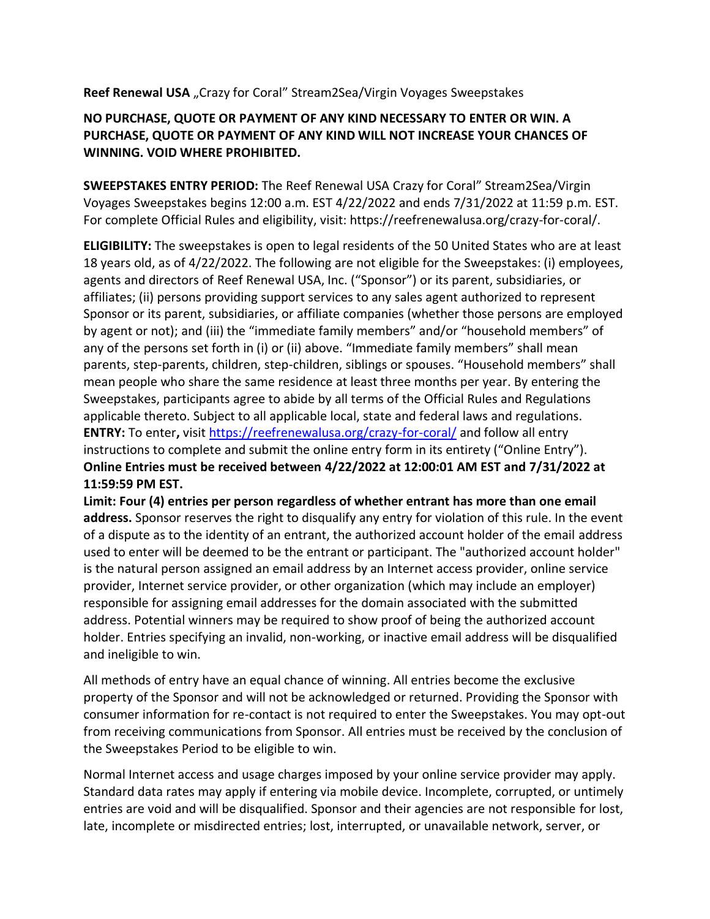**Reef Renewal USA** „Crazy for Coral" Stream2Sea/Virgin Voyages Sweepstakes

**NO PURCHASE, QUOTE OR PAYMENT OF ANY KIND NECESSARY TO ENTER OR WIN. A PURCHASE, QUOTE OR PAYMENT OF ANY KIND WILL NOT INCREASE YOUR CHANCES OF WINNING. VOID WHERE PROHIBITED.**

**SWEEPSTAKES ENTRY PERIOD:** The Reef Renewal USA Crazy for Coral" Stream2Sea/Virgin Voyages Sweepstakes begins 12:00 a.m. EST 4/22/2022 and ends 7/31/2022 at 11:59 p.m. EST. For complete Official Rules and eligibility, visit: https://reefrenewalusa.org/crazy-for-coral/.

**ELIGIBILITY:** The sweepstakes is open to legal residents of the 50 United States who are at least 18 years old, as of 4/22/2022. The following are not eligible for the Sweepstakes: (i) employees, agents and directors of Reef Renewal USA, Inc. ("Sponsor") or its parent, subsidiaries, or affiliates; (ii) persons providing support services to any sales agent authorized to represent Sponsor or its parent, subsidiaries, or affiliate companies (whether those persons are employed by agent or not); and (iii) the "immediate family members" and/or "household members" of any of the persons set forth in (i) or (ii) above. "Immediate family members" shall mean parents, step-parents, children, step-children, siblings or spouses. "Household members" shall mean people who share the same residence at least three months per year. By entering the Sweepstakes, participants agree to abide by all terms of the Official Rules and Regulations applicable thereto. Subject to all applicable local, state and federal laws and regulations.

**ENTRY:** To enter**,** visit [https://reefrenewalusa.org/crazy-for-coral/](https://reefrenewalusa.org/crazy-for-coral/) and follow all entry instructions to complete and submit the online entry form in its entirety ("Online Entry"). **Online Entries must be received between 4/22/2022 at 12:00:01 AM EST and 7/31/2022 at 11:59:59 PM EST.**

**Limit: Four (4) entries per person regardless of whether entrant has more than one email address.** Sponsor reserves the right to disqualify any entry for violation of this rule. In the event of a dispute as to the identity of an entrant, the authorized account holder of the email address used to enter will be deemed to be the entrant or participant. The "authorized account holder" is the natural person assigned an email address by an Internet access provider, online service provider, Internet service provider, or other organization (which may include an employer) responsible for assigning email addresses for the domain associated with the submitted address. Potential winners may be required to show proof of being the authorized account holder. Entries specifying an invalid, non-working, or inactive email address will be disqualified and ineligible to win.

All methods of entry have an equal chance of winning. All entries become the exclusive property of the Sponsor and will not be acknowledged or returned. Providing the Sponsor with consumer information for re-contact is not required to enter the Sweepstakes. You may opt-out from receiving communications from Sponsor. All entries must be received by the conclusion of the Sweepstakes Period to be eligible to win.

Normal Internet access and usage charges imposed by your online service provider may apply. Standard data rates may apply if entering via mobile device. Incomplete, corrupted, or untimely entries are void and will be disqualified. Sponsor and their agencies are not responsible for lost, late, incomplete or misdirected entries; lost, interrupted, or unavailable network, server, or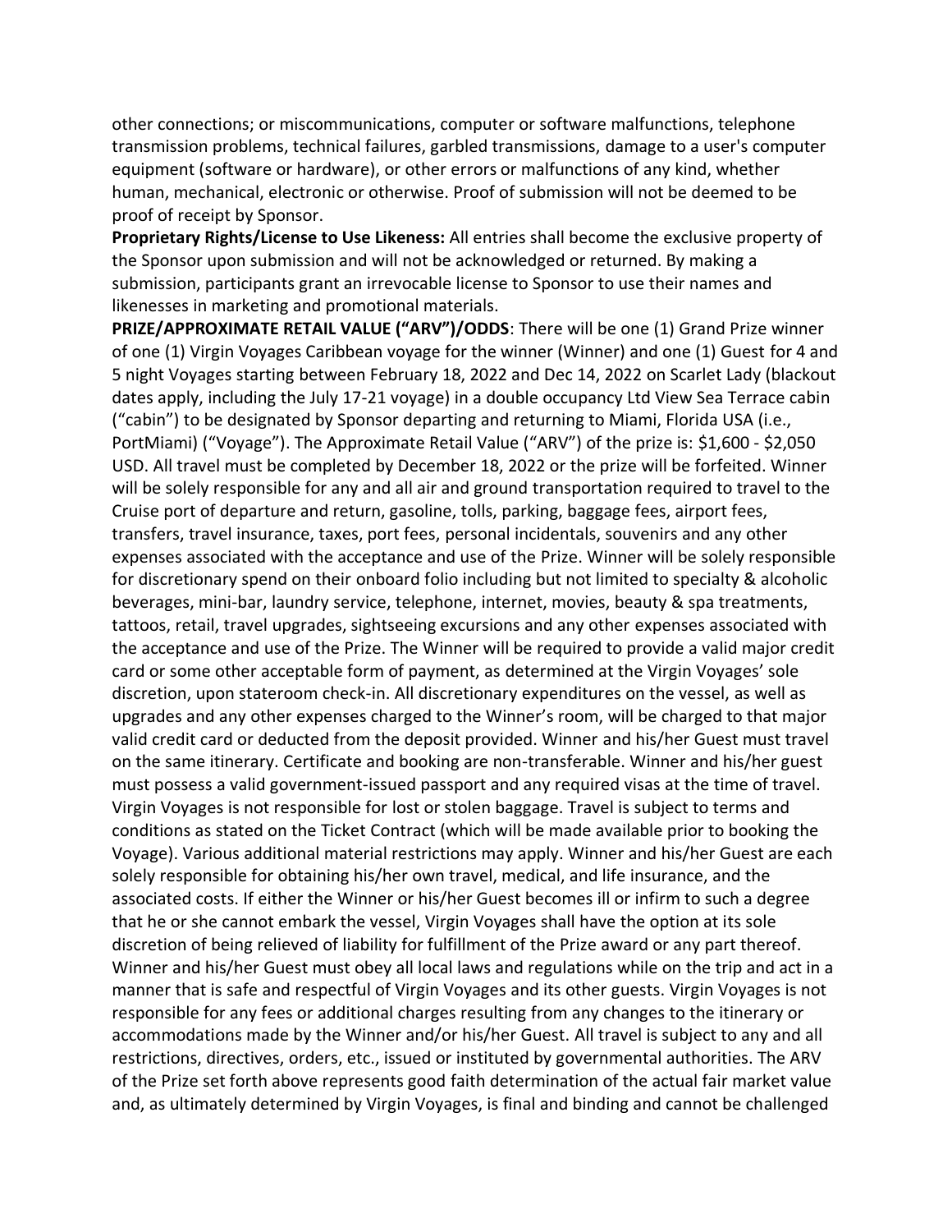other connections; or miscommunications, computer or software malfunctions, telephone transmission problems, technical failures, garbled transmissions, damage to a user's computer equipment (software or hardware), or other errors or malfunctions of any kind, whether human, mechanical, electronic or otherwise. Proof of submission will not be deemed to be proof of receipt by Sponsor.

**Proprietary Rights/License to Use Likeness:** All entries shall become the exclusive property of the Sponsor upon submission and will not be acknowledged or returned. By making a submission, participants grant an irrevocable license to Sponsor to use their names and likenesses in marketing and promotional materials.

**PRIZE/APPROXIMATE RETAIL VALUE ("ARV")/ODDS**: There will be one (1) Grand Prize winner of one (1) Virgin Voyages Caribbean voyage for the winner (Winner) and one (1) Guest for 4 and 5 night Voyages starting between February 18, 2022 and Dec 14, 2022 on Scarlet Lady (blackout dates apply, including the July 17-21 voyage) in a double occupancy Ltd View Sea Terrace cabin ("cabin") to be designated by Sponsor departing and returning to Miami, Florida USA (i.e., PortMiami) ("Voyage"). The Approximate Retail Value ("ARV") of the prize is: $1,600 - $2,050 USD. All travel must be completed by December 18, 2022 or the prize will be forfeited. Winner will be solely responsible for any and all air and ground transportation required to travel to the Cruise port of departure and return, gasoline, tolls, parking, baggage fees, airport fees, transfers, travel insurance, taxes, port fees, personal incidentals, souvenirs and any other expenses associated with the acceptance and use of the Prize. Winner will be solely responsible for discretionary spend on their onboard folio including but not limited to specialty & alcoholic beverages, mini-bar, laundry service, telephone, internet, movies, beauty & spa treatments, tattoos, retail, travel upgrades, sightseeing excursions and any other expenses associated with the acceptance and use of the Prize. The Winner will be required to provide a valid major credit card or some other acceptable form of payment, as determined at the Virgin Voyages' sole discretion, upon stateroom check-in. All discretionary expenditures on the vessel, as well as upgrades and any other expenses charged to the Winner's room, will be charged to that major valid credit card or deducted from the deposit provided. Winner and his/her Guest must travel on the same itinerary. Certificate and booking are non-transferable. Winner and his/her guest must possess a valid government-issued passport and any required visas at the time of travel. Virgin Voyages is not responsible for lost or stolen baggage. Travel is subject to terms and conditions as stated on the Ticket Contract (which will be made available prior to booking the Voyage). Various additional material restrictions may apply. Winner and his/her Guest are each solely responsible for obtaining his/her own travel, medical, and life insurance, and the associated costs. If either the Winner or his/her Guest becomes ill or infirm to such a degree that he or she cannot embark the vessel, Virgin Voyages shall have the option at its sole discretion of being relieved of liability for fulfillment of the Prize award or any part thereof. Winner and his/her Guest must obey all local laws and regulations while on the trip and act in a manner that is safe and respectful of Virgin Voyages and its other guests. Virgin Voyages is not responsible for any fees or additional charges resulting from any changes to the itinerary or accommodations made by the Winner and/or his/her Guest. All travel is subject to any and all restrictions, directives, orders, etc., issued or instituted by governmental authorities. The ARV of the Prize set forth above represents good faith determination of the actual fair market value and, as ultimately determined by Virgin Voyages, is final and binding and cannot be challenged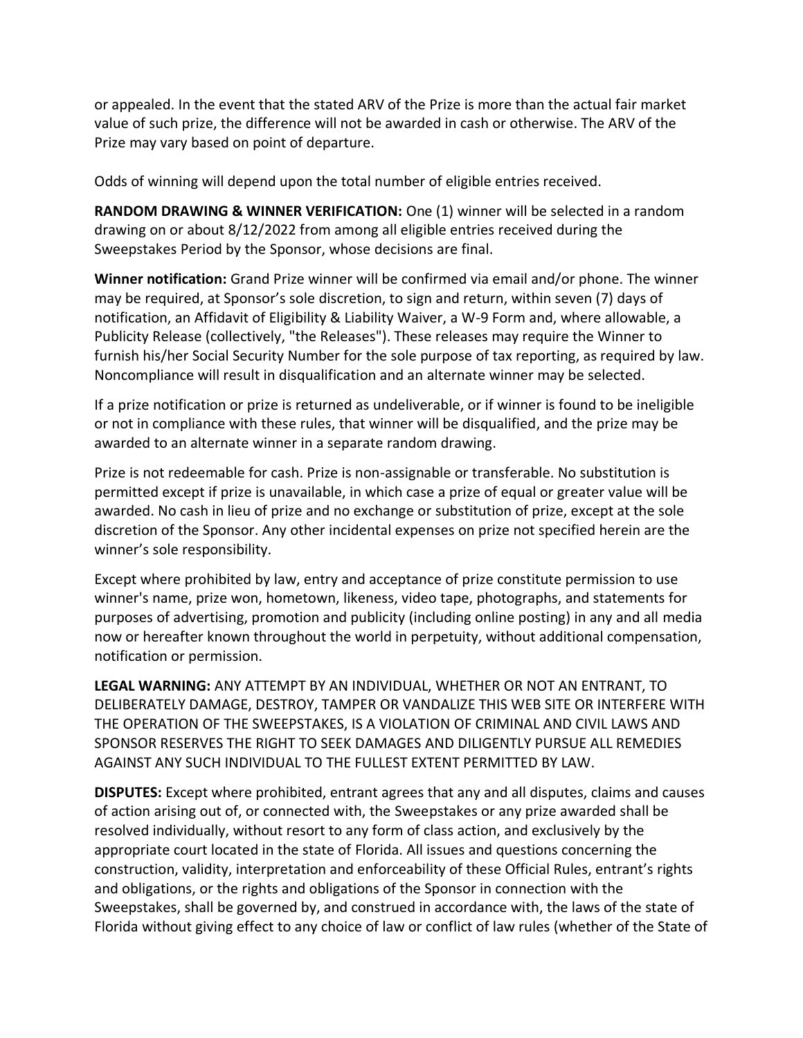or appealed. In the event that the stated ARV of the Prize is more than the actual fair market value of such prize, the difference will not be awarded in cash or otherwise. The ARV of the Prize may vary based on point of departure.

Odds of winning will depend upon the total number of eligible entries received.

**RANDOM DRAWING & WINNER VERIFICATION:** One (1) winner will be selected in a random drawing on or about 8/12/2022 from among all eligible entries received during the Sweepstakes Period by the Sponsor, whose decisions are final.

**Winner notification:** Grand Prize winner will be confirmed via email and/or phone. The winner may be required, at Sponsor's sole discretion, to sign and return, within seven (7) days of notification, an Affidavit of Eligibility & Liability Waiver, a W-9 Form and, where allowable, a Publicity Release (collectively, "the Releases"). These releases may require the Winner to furnish his/her Social Security Number for the sole purpose of tax reporting, as required by law. Noncompliance will result in disqualification and an alternate winner may be selected.

If a prize notification or prize is returned as undeliverable, or if winner is found to be ineligible or not in compliance with these rules, that winner will be disqualified, and the prize may be awarded to an alternate winner in a separate random drawing.

Prize is not redeemable for cash. Prize is non-assignable or transferable. No substitution is permitted except if prize is unavailable, in which case a prize of equal or greater value will be awarded. No cash in lieu of prize and no exchange or substitution of prize, except at the sole discretion of the Sponsor. Any other incidental expenses on prize not specified herein are the winner's sole responsibility.

Except where prohibited by law, entry and acceptance of prize constitute permission to use winner's name, prize won, hometown, likeness, video tape, photographs, and statements for purposes of advertising, promotion and publicity (including online posting) in any and all media now or hereafter known throughout the world in perpetuity, without additional compensation, notification or permission.

**LEGAL WARNING:** ANY ATTEMPT BY AN INDIVIDUAL, WHETHER OR NOT AN ENTRANT, TO DELIBERATELY DAMAGE, DESTROY, TAMPER OR VANDALIZE THIS WEB SITE OR INTERFERE WITH THE OPERATION OF THE SWEEPSTAKES, IS A VIOLATION OF CRIMINAL AND CIVIL LAWS AND SPONSOR RESERVES THE RIGHT TO SEEK DAMAGES AND DILIGENTLY PURSUE ALL REMEDIES AGAINST ANY SUCH INDIVIDUAL TO THE FULLEST EXTENT PERMITTED BY LAW.

**DISPUTES:** Except where prohibited, entrant agrees that any and all disputes, claims and causes of action arising out of, or connected with, the Sweepstakes or any prize awarded shall be resolved individually, without resort to any form of class action, and exclusively by the appropriate court located in the state of Florida. All issues and questions concerning the construction, validity, interpretation and enforceability of these Official Rules, entrant's rights and obligations, or the rights and obligations of the Sponsor in connection with the Sweepstakes, shall be governed by, and construed in accordance with, the laws of the state of Florida without giving effect to any choice of law or conflict of law rules (whether of the State of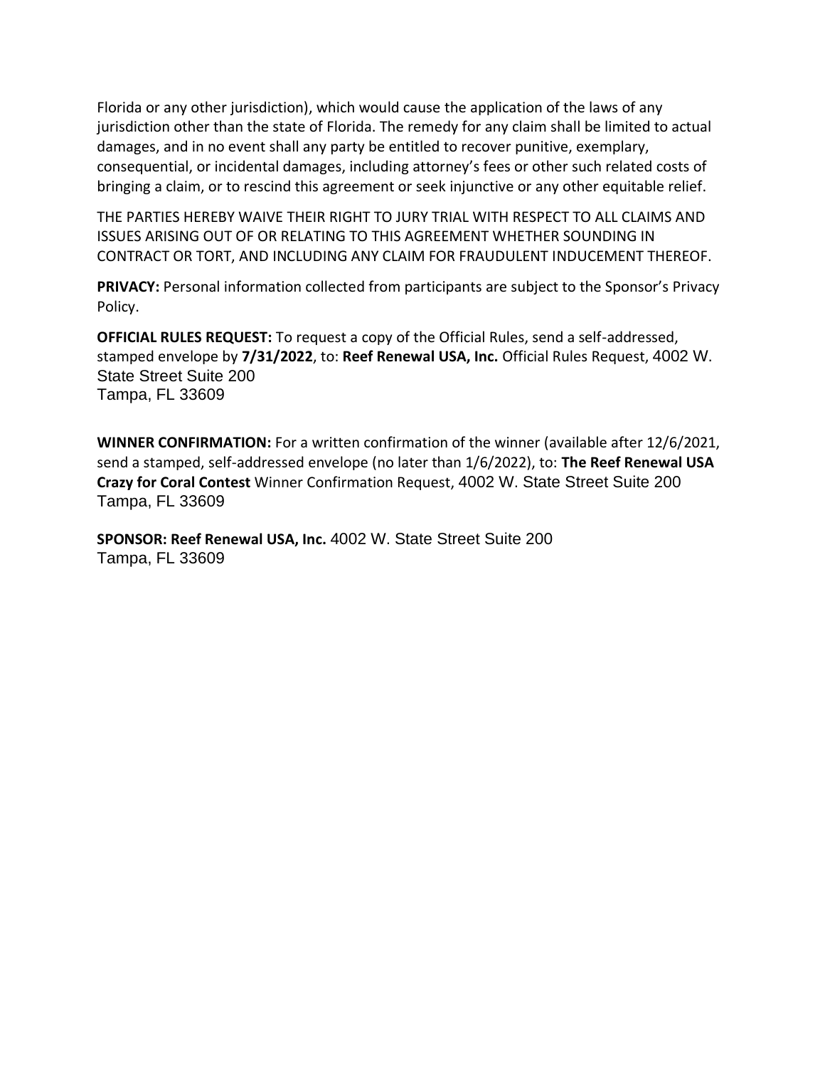Florida or any other jurisdiction), which would cause the application of the laws of any jurisdiction other than the state of Florida. The remedy for any claim shall be limited to actual damages, and in no event shall any party be entitled to recover punitive, exemplary, consequential, or incidental damages, including attorney's fees or other such related costs of bringing a claim, or to rescind this agreement or seek injunctive or any other equitable relief.

THE PARTIES HEREBY WAIVE THEIR RIGHT TO JURY TRIAL WITH RESPECT TO ALL CLAIMS AND ISSUES ARISING OUT OF OR RELATING TO THIS AGREEMENT WHETHER SOUNDING IN CONTRACT OR TORT, AND INCLUDING ANY CLAIM FOR FRAUDULENT INDUCEMENT THEREOF.

**PRIVACY:** Personal information collected from participants are subject to the Sponsor's Privacy Policy.

**OFFICIAL RULES REQUEST:** To request a copy of the Official Rules, send a self-addressed, stamped envelope by **7/31/2022**, to: **Reef Renewal USA, Inc.** Official Rules Request, 4002 W. State Street Suite 200
Tampa, FL 33609

**WINNER CONFIRMATION:** For a written confirmation of the winner (available after 12/6/2021, send a stamped, self-addressed envelope (no later than 1/6/2022), to: **The Reef Renewal USA Crazy for Coral Contest** Winner Confirmation Request, 4002 W. State Street Suite 200
Tampa, FL 33609

**SPONSOR: Reef Renewal USA, Inc.** 4002 W. State Street Suite 200
Tampa, FL 33609